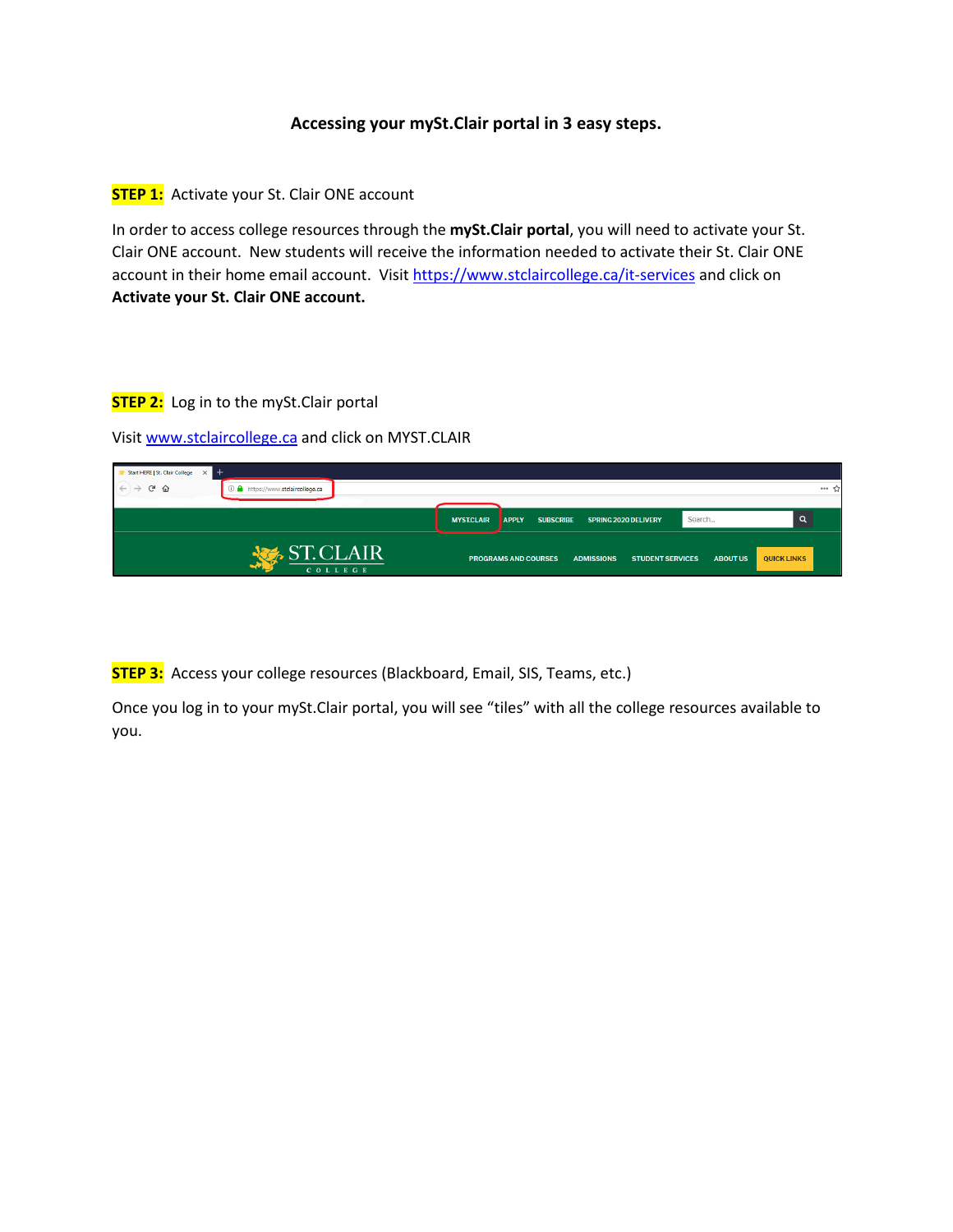# Accessing your mySt.Clair portal in 3 easy steps.

**STEP 1:** Activate your St. Clair ONE account

In order to access college resources through the **mySt.Clair portal**, you will need to activate your St. Clair ONE account. New students will receive the information needed to activate their St. Clair ONE account in their home email account. Visit https://www.stclaircollege.ca/it-services and click on **Activate your St. Clair ONE account.**

**STEP 2:** Log in to the mySt.Clair portal

Visit www.stclaircollege.ca and click on MYST.CLAIR

**STEP 3:** Access your college resources (Blackboard, Email, SIS, Teams, etc.)

Once you log in to your mySt.Clair portal, you will see "tiles" with all the college resources available to you.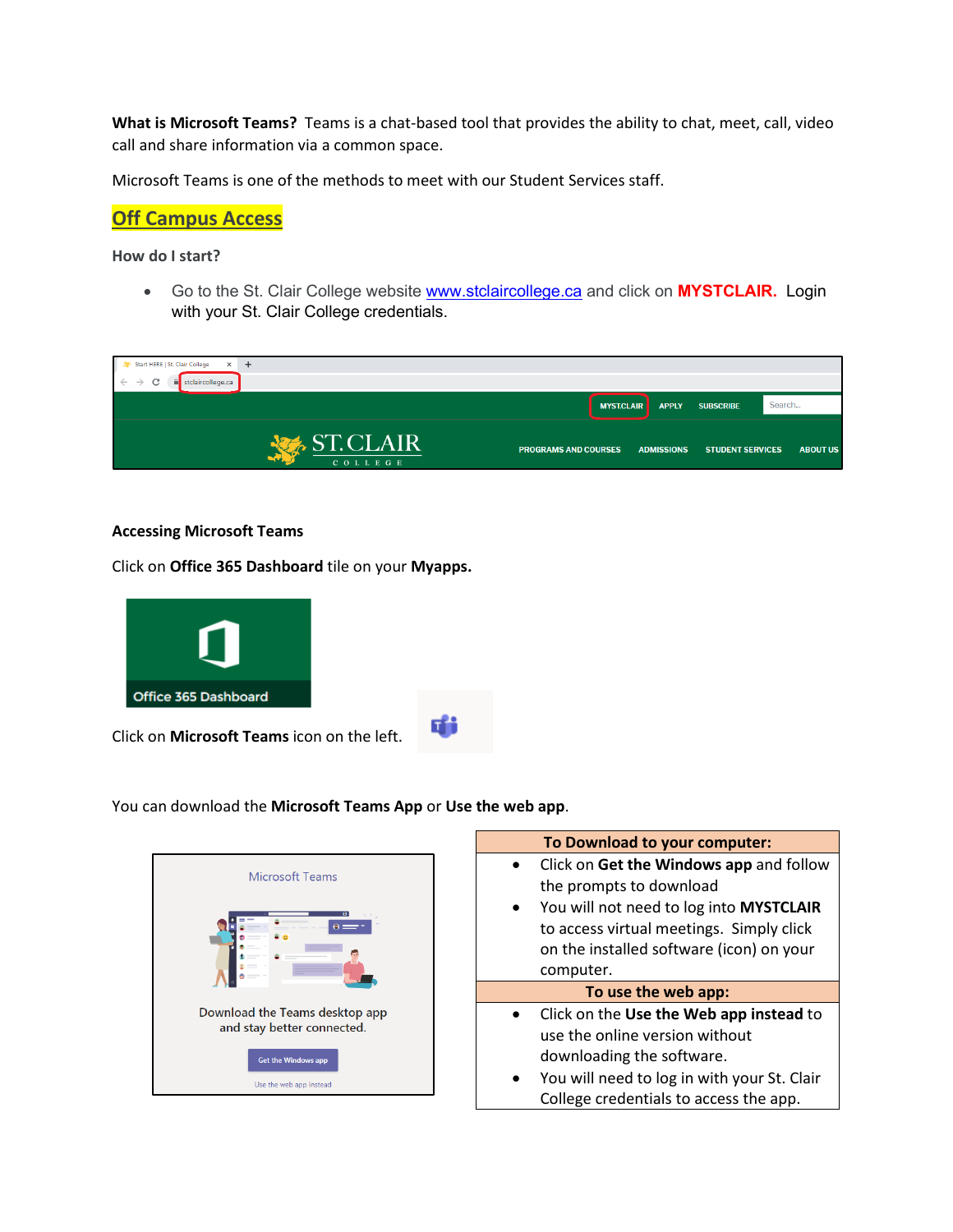**What is Microsoft Teams?** Teams is a chat-based tool that provides the ability to chat, meet, call, video call and share information via a common space.

Microsoft Teams is one of the methods to meet with our Student Services staff.

## Off Campus Access

### How do I start?

- Go to the St. Clair College website www.stclaircollege.ca and click on **MYSTCLAIR.** Login with your St. Clair College credentials.

### Accessing Microsoft Teams

Click on **Office 365 Dashboard** tile on your **Myapps.**

Click on **Microsoft Teams** icon on the left.

You can download the **Microsoft Teams App** or **Use the web app**.

| To Download to your computer: |
| --- |
| • Click on **Get the Windows app** and follow the prompts to download<br>• You will not need to log into **MYSTCLAIR** to access virtual meetings. Simply click on the installed software (icon) on your computer. |
| **To use the web app:** |
| • Click on the **Use the Web app instead** to use the online version without downloading the software.<br>• You will need to log in with your St. Clair College credentials to access the app. |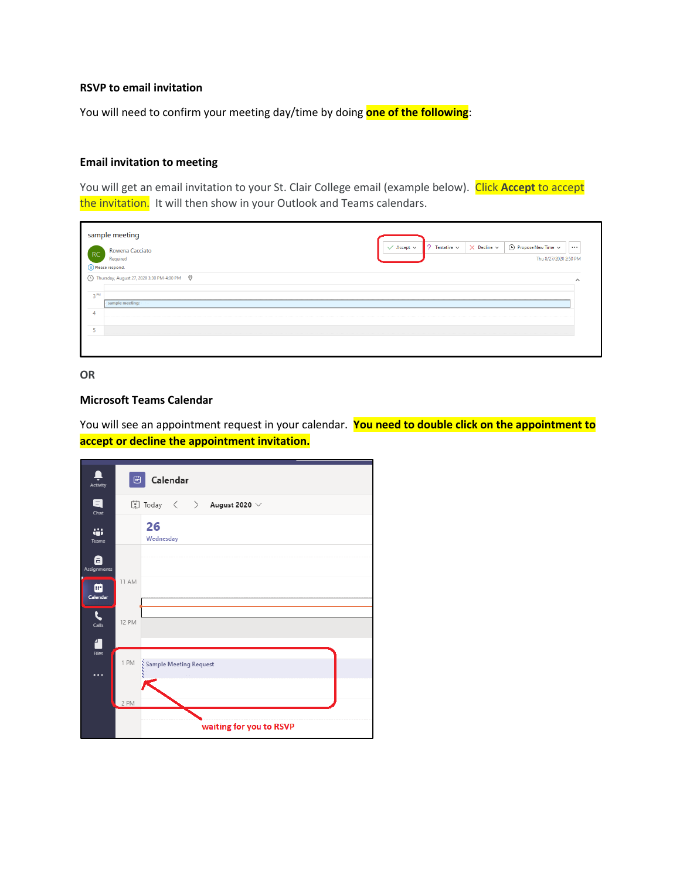**RSVP to email invitation**

You will need to confirm your meeting day/time by doing **one of the following**:

**Email invitation to meeting**

You will get an email invitation to your St. Clair College email (example below). Click **Accept** to accept the invitation. It will then show in your Outlook and Teams calendars.

**OR**

**Microsoft Teams Calendar**

You will see an appointment request in your calendar. **You need to double click on the appointment to accept or decline the appointment invitation.**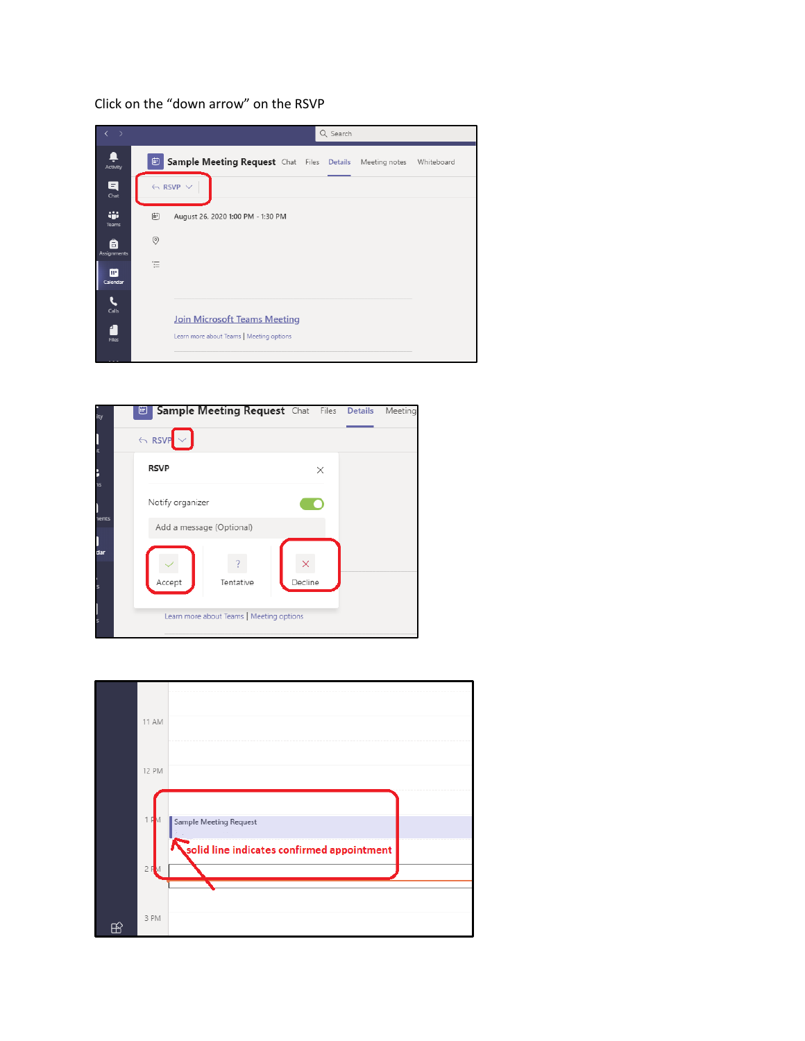Click on the “down arrow” on the RSVP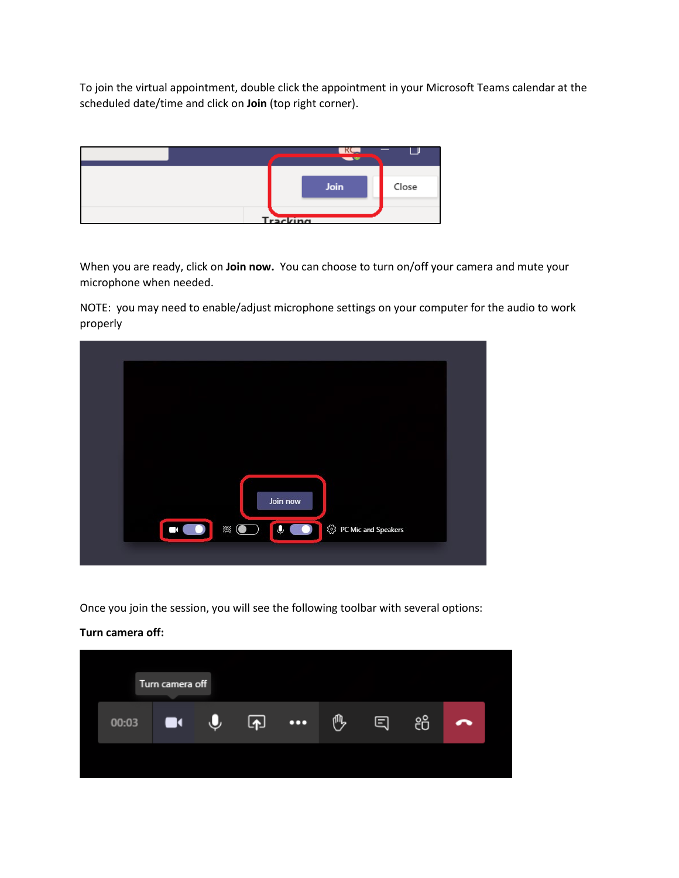To join the virtual appointment, double click the appointment in your Microsoft Teams calendar at the scheduled date/time and click on **Join** (top right corner).

When you are ready, click on **Join now.** You can choose to turn on/off your camera and mute your microphone when needed.

NOTE: you may need to enable/adjust microphone settings on your computer for the audio to work properly

Once you join the session, you will see the following toolbar with several options:

**Turn camera off:**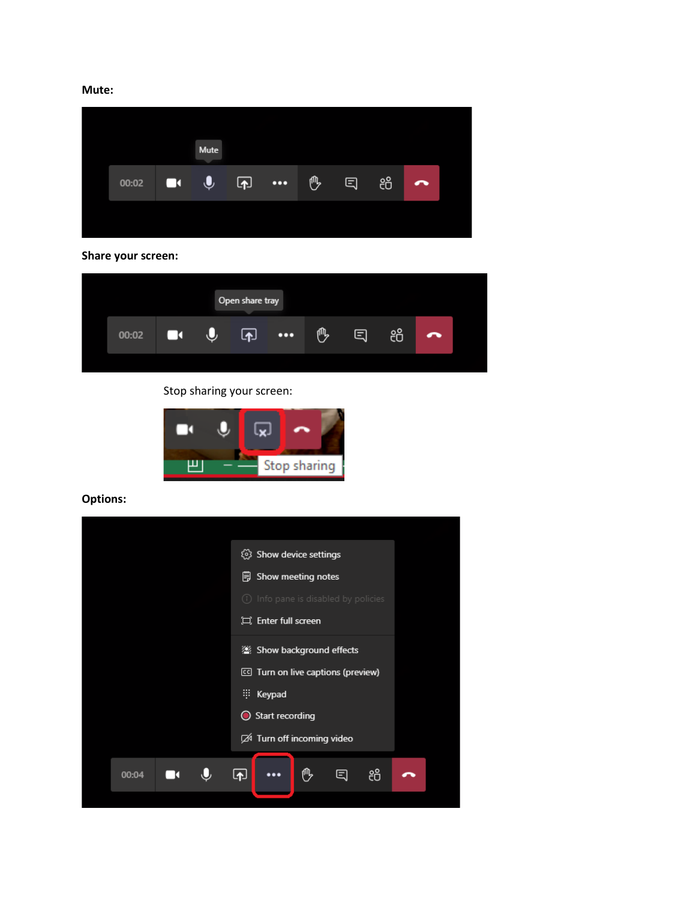**Mute:**

**Share your screen:**

Stop sharing your screen:

**Options:**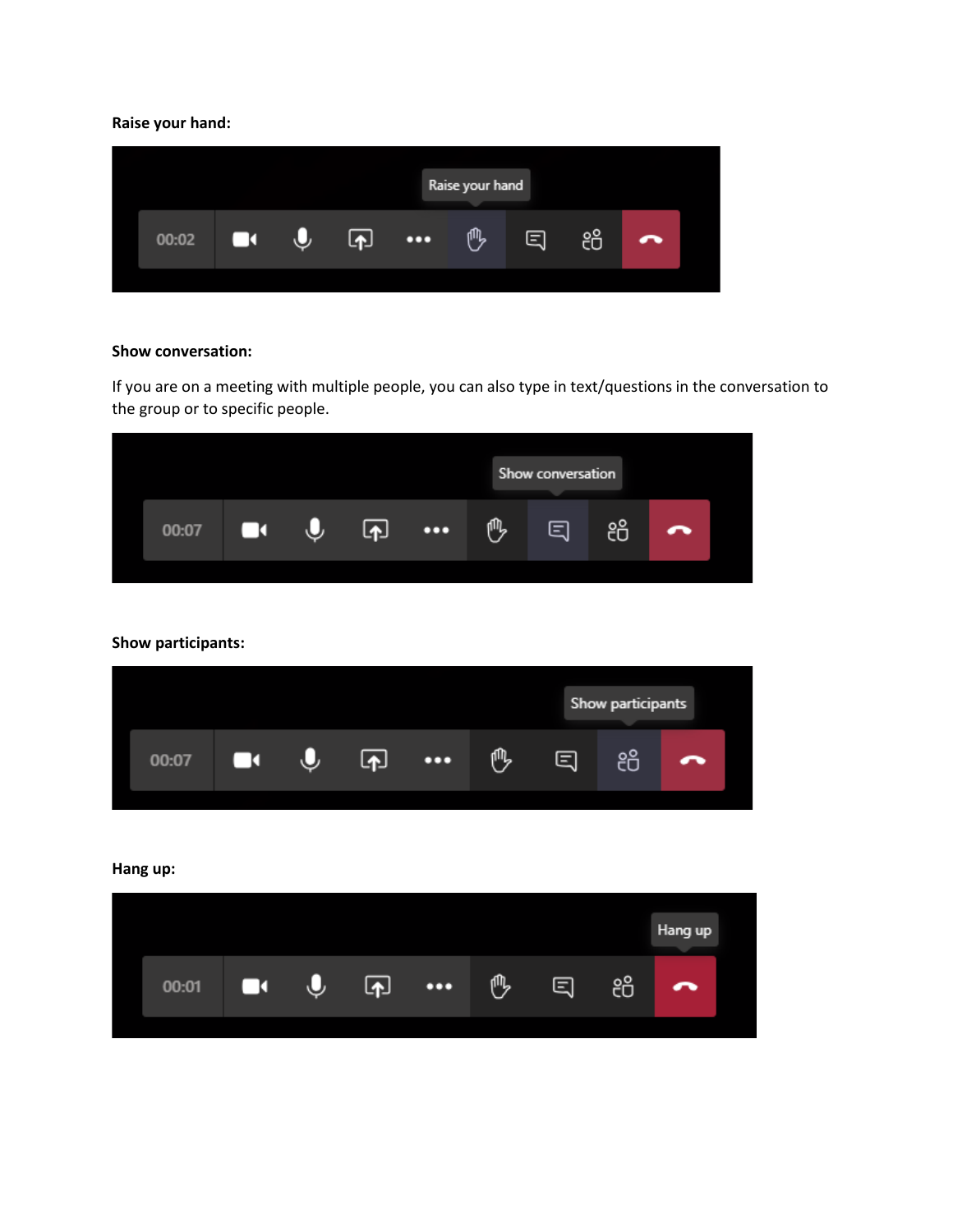**Raise your hand:**

**Show conversation:**

If you are on a meeting with multiple people, you can also type in text/questions in the conversation to the group or to specific people.

**Show participants:**

**Hang up:**